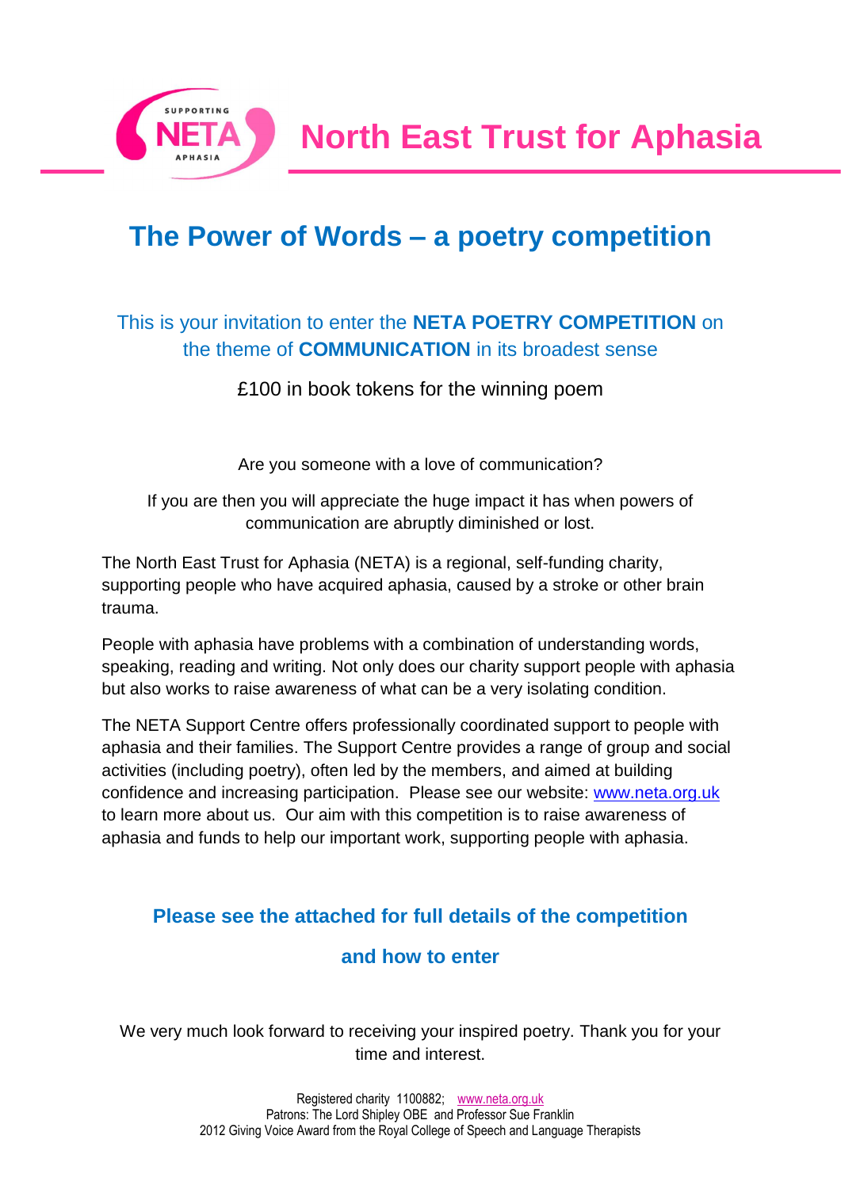# North East Trust for Aphasia

## The Power of Words – a poetry competition

This is your invitation to enter the **NETA POETRY COMPETITION** on the theme of **COMMUNICATION** in its broadest sense

£100 in book tokens for the winning poem

Are you someone with a love of communication?

If you are then you will appreciate the huge impact it has when powers of communication are abruptly diminished or lost.

The North East Trust for Aphasia (NETA) is a regional, self-funding charity, supporting people who have acquired aphasia, caused by a stroke or other brain trauma.

People with aphasia have problems with a combination of understanding words, speaking, reading and writing. Not only does our charity support people with aphasia but also works to raise awareness of what can be a very isolating condition.

The NETA Support Centre offers professionally coordinated support to people with aphasia and their families. The Support Centre provides a range of group and social activities (including poetry), often led by the members, and aimed at building confidence and increasing participation. Please see our website: www.neta.org.uk to learn more about us. Our aim with this competition is to raise awareness of aphasia and funds to help our important work, supporting people with aphasia.

**Please see the attached for full details of the competition**

**and how to enter**

We very much look forward to receiving your inspired poetry. Thank you for your time and interest.

Registered charity 1100882; www.neta.org.uk
Patrons: The Lord Shipley OBE and Professor Sue Franklin
2012 Giving Voice Award from the Royal College of Speech and Language Therapists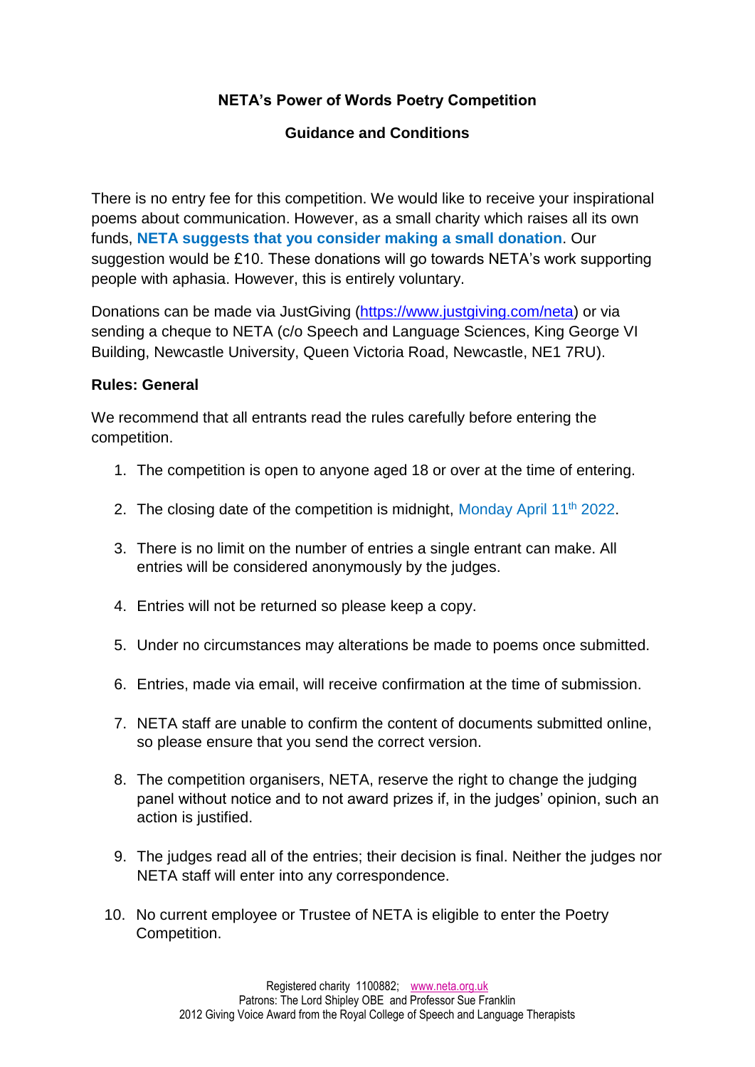**NETA's Power of Words Poetry Competition**

**Guidance and Conditions**

There is no entry fee for this competition. We would like to receive your inspirational poems about communication. However, as a small charity which raises all its own funds, **NETA suggests that you consider making a small donation**. Our suggestion would be £10. These donations will go towards NETA's work supporting people with aphasia. However, this is entirely voluntary.

Donations can be made via JustGiving (https://www.justgiving.com/neta) or via sending a cheque to NETA (c/o Speech and Language Sciences, King George VI Building, Newcastle University, Queen Victoria Road, Newcastle, NE1 7RU).

**Rules: General**

We recommend that all entrants read the rules carefully before entering the competition.

1. The competition is open to anyone aged 18 or over at the time of entering.
2. The closing date of the competition is midnight, Monday April 11th 2022.
3. There is no limit on the number of entries a single entrant can make. All entries will be considered anonymously by the judges.
4. Entries will not be returned so please keep a copy.
5. Under no circumstances may alterations be made to poems once submitted.
6. Entries, made via email, will receive confirmation at the time of submission.
7. NETA staff are unable to confirm the content of documents submitted online, so please ensure that you send the correct version.
8. The competition organisers, NETA, reserve the right to change the judging panel without notice and to not award prizes if, in the judges' opinion, such an action is justified.
9. The judges read all of the entries; their decision is final. Neither the judges nor NETA staff will enter into any correspondence.
10. No current employee or Trustee of NETA is eligible to enter the Poetry Competition.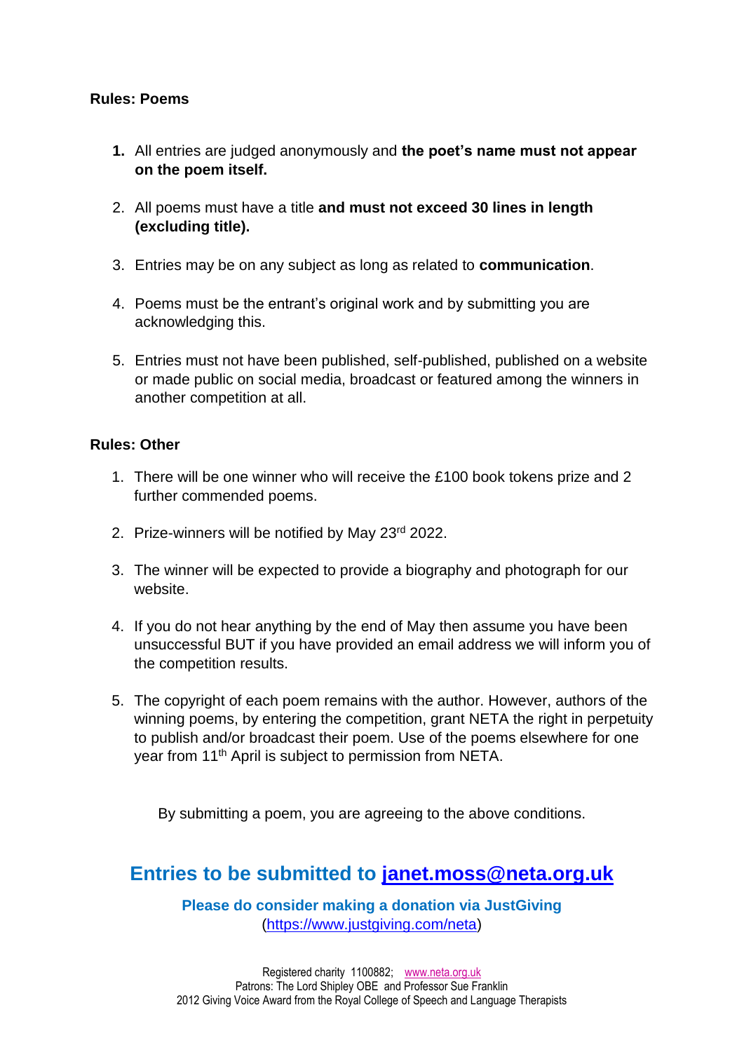**Rules: Poems**

1. All entries are judged anonymously and **the poet's name must not appear on the poem itself.**

2. All poems must have a title **and must not exceed 30 lines in length (excluding title).**

3. Entries may be on any subject as long as related to **communication**.

4. Poems must be the entrant's original work and by submitting you are acknowledging this.

5. Entries must not have been published, self-published, published on a website or made public on social media, broadcast or featured among the winners in another competition at all.

**Rules: Other**

1. There will be one winner who will receive the £100 book tokens prize and 2 further commended poems.

2. Prize-winners will be notified by May 23rd 2022.

3. The winner will be expected to provide a biography and photograph for our website.

4. If you do not hear anything by the end of May then assume you have been unsuccessful BUT if you have provided an email address we will inform you of the competition results.

5. The copyright of each poem remains with the author. However, authors of the winning poems, by entering the competition, grant NETA the right in perpetuity to publish and/or broadcast their poem. Use of the poems elsewhere for one year from 11th April is subject to permission from NETA.

By submitting a poem, you are agreeing to the above conditions.

## Entries to be submitted to [janet.moss@neta.org.uk](mailto:janet.moss@neta.org.uk)

**Please do consider making a donation via JustGiving**
([https://www.justgiving.com/neta](https://www.justgiving.com/neta))

Registered charity 1100882; [www.neta.org.uk](http://www.neta.org.uk)
Patrons: The Lord Shipley OBE and Professor Sue Franklin
2012 Giving Voice Award from the Royal College of Speech and Language Therapists